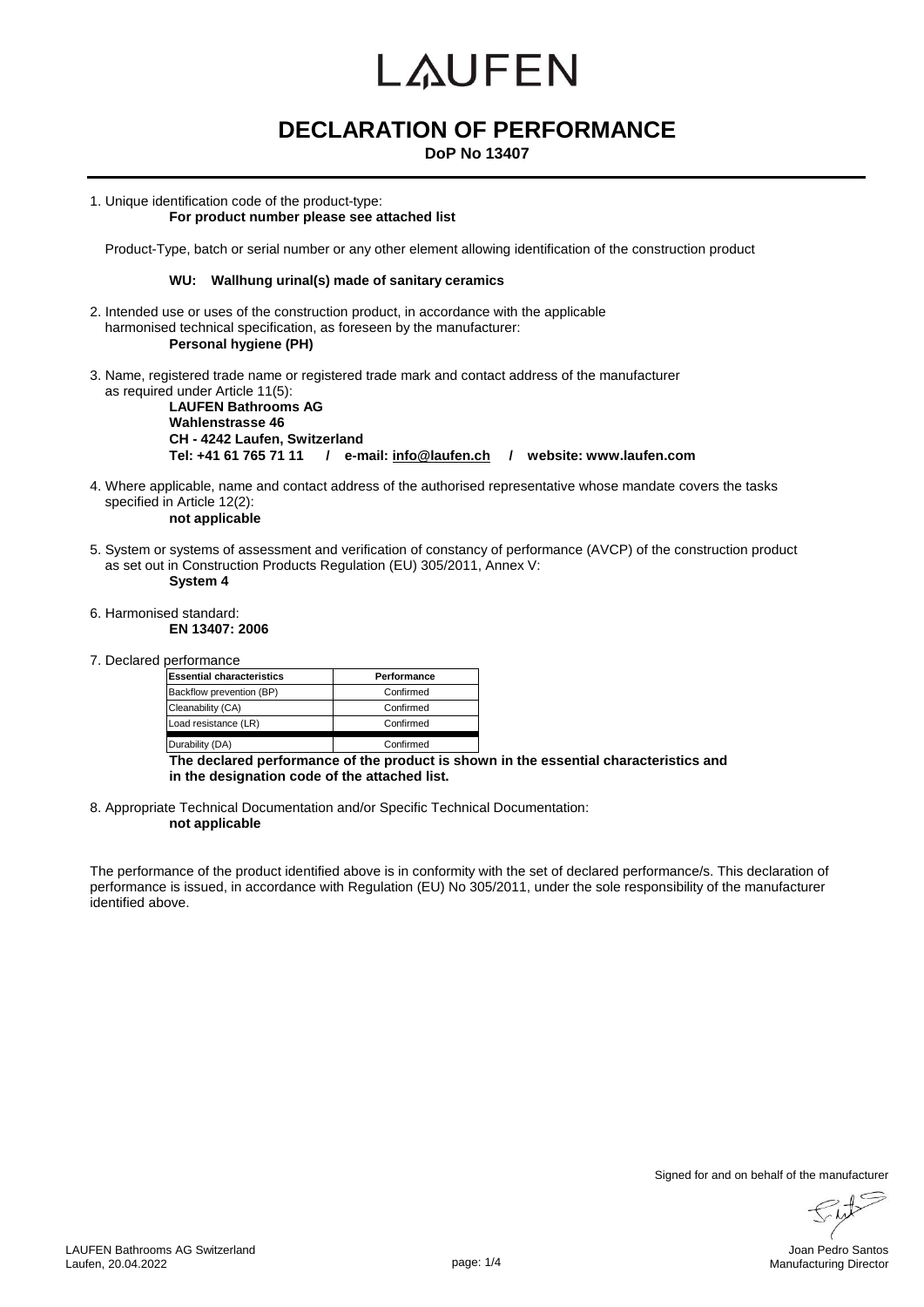# LAUFEN

# DECLARATION OF PERFORMANCE

**DoP No 13407**

1. Unique identification code of the product-type:
   **For product number please see attached list**

   Product-Type, batch or serial number or any other element allowing identification of the construction product

   **WU: Wallhung urinal(s) made of sanitary ceramics**

2. Intended use or uses of the construction product, in accordance with the applicable harmonised technical specification, as foreseen by the manufacturer:
   **Personal hygiene (PH)**

3. Name, registered trade name or registered trade mark and contact address of the manufacturer as required under Article 11(5):
   **LAUFEN Bathrooms AG**
   **Wahlenstrasse 46**
   **CH - 4242 Laufen, Switzerland**
   **Tel: +41 61 765 71 11 / e-mail: info@laufen.ch / website: www.laufen.com**

4. Where applicable, name and contact address of the authorised representative whose mandate covers the tasks specified in Article 12(2):
   **not applicable**

5. System or systems of assessment and verification of constancy of performance (AVCP) of the construction product as set out in Construction Products Regulation (EU) 305/2011, Annex V:
   **System 4**

6. Harmonised standard:
   **EN 13407: 2006**

7. Declared performance

| Essential characteristics | Performance |
|---|---|
| Backflow prevention (BP) | Confirmed |
| Cleanability (CA) | Confirmed |
| Load resistance (LR) | Confirmed |
| Durability (DA) | Confirmed |

   **The declared performance of the product is shown in the essential characteristics and in the designation code of the attached list.**

8. Appropriate Technical Documentation and/or Specific Technical Documentation:
   **not applicable**

The performance of the product identified above is in conformity with the set of declared performance/s. This declaration of performance is issued, in accordance with Regulation (EU) No 305/2011, under the sole responsibility of the manufacturer identified above.

Signed for and on behalf of the manufacturer

LAUFEN Bathrooms AG Switzerland
Laufen, 20.04.2022

Joan Pedro Santos
Manufacturing Director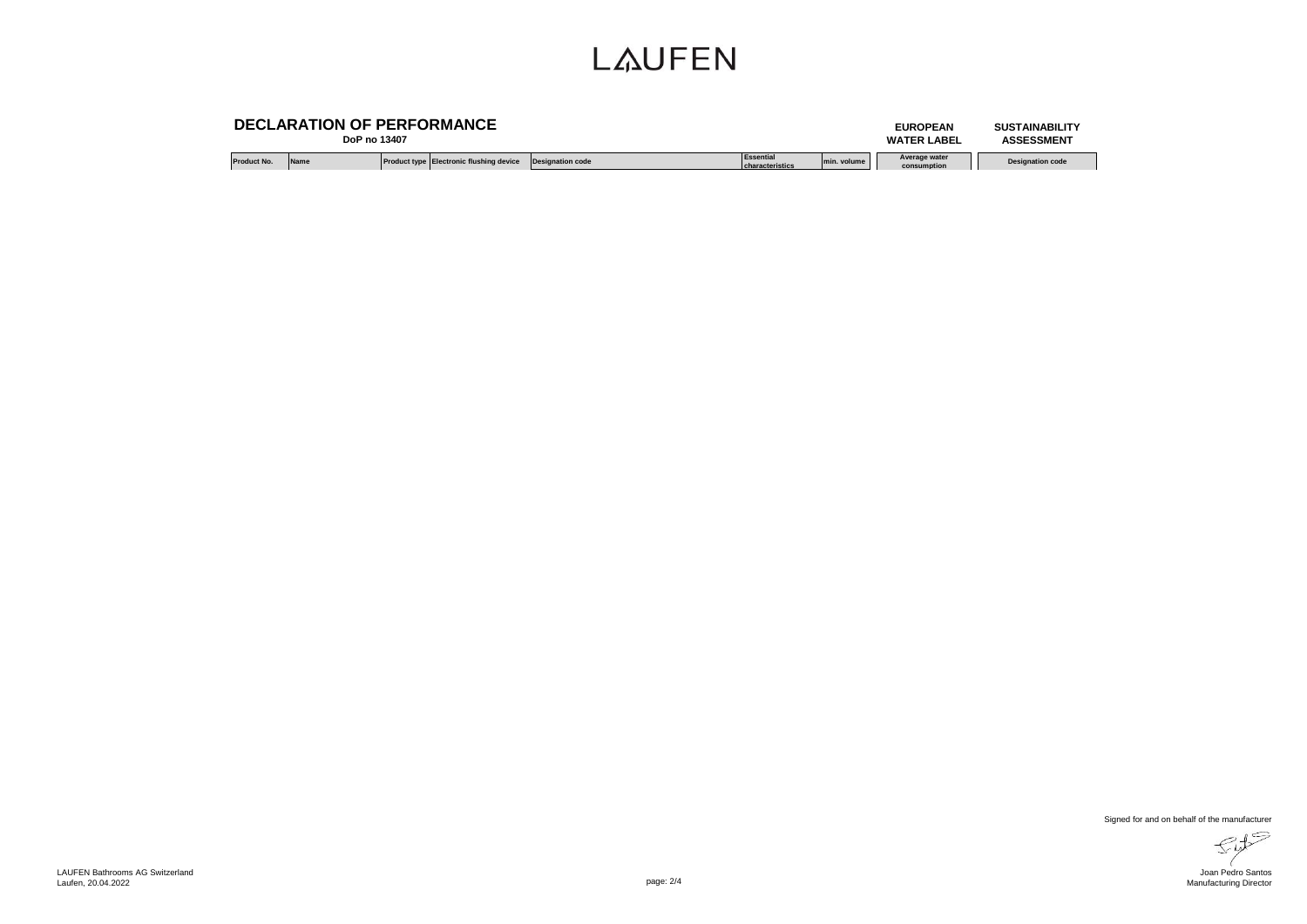LAUFEN

# DECLARATION OF PERFORMANCE

**DoP no 13407**

| Product No. | Name | Product type | Electronic flushing device | Designation code | Essential characteristics | min. volume | EUROPEAN WATER LABEL: Average water consumption | SUSTAINABILITY ASSESSMENT: Designation code |
| --- | --- | --- | --- | --- | --- | --- | --- | --- |

Signed for and on behalf of the manufacturer

Joan Pedro Santos
Manufacturing Director

LAUFEN Bathrooms AG Switzerland
Laufen, 20.04.2022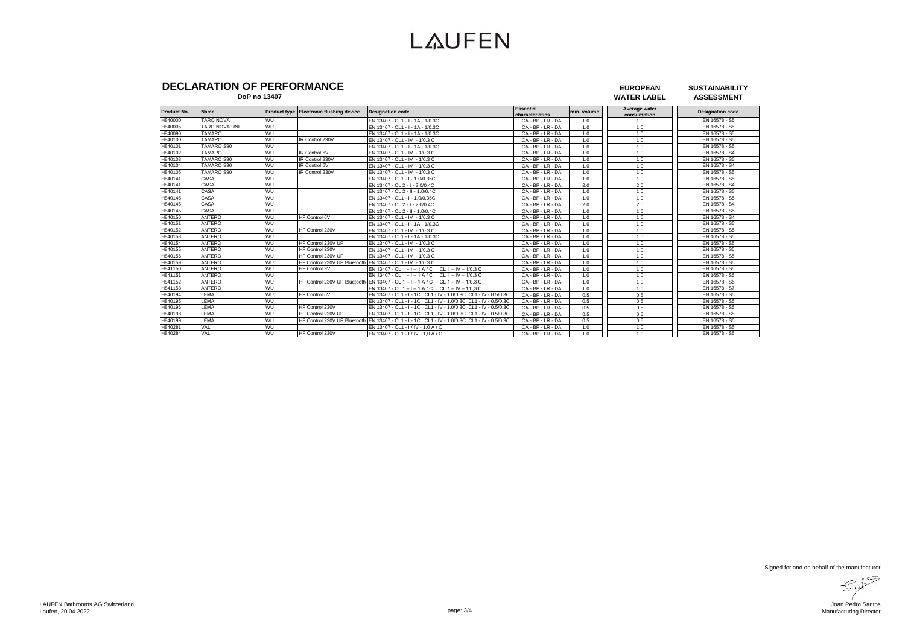# LAUFEN

## DECLARATION OF PERFORMANCE

**DoP no 13407**

**EUROPEAN WATER LABEL** | **SUSTAINABILITY ASSESSMENT**

| Product No. | Name | Product type | Electronic flushing device | Designation code | Essential characteristics | min. volume | Average water consumption | Designation code |
|---|---|---|---|---|---|---|---|---|
| H840000 | TARO NOVA | WU | | EN 13407 - CL1 - I - 1A - 1/0.3C | CA - BP - LR - DA | 1.0 | 1.0 | EN 16578 - S5 |
| H840005 | TARO NOVA UNI | WU | | EN 13407 - CL1 - I - 1A - 1/0.3C | CA - BP - LR - DA | 1.0 | 1.0 | EN 16578 - S5 |
| H840090 | TAMARO | WU | | EN 13407 - CL1 - I - 1A - 1/0.3C | CA - BP - LR - DA | 1.0 | 1.0 | EN 16578 - S5 |
| H840100 | TAMARO | WU | IR Control 230V | EN 13407 - CL1 - IV - 1/0.3 C | CA - BP - LR - DA | 1.0 | 1.0 | EN 16578 - S5 |
| H840101 | TAMARO S90 | WU | | EN 13407 - CL1 - I - 1A - 1/0.3C | CA - BP - LR - DA | 1.0 | 1.0 | EN 16578 - S5 |
| H840102 | TAMARO | WU | IR Control 6V | EN 13407 - CL1 - IV - 1/0.3 C | CA - BP - LR - DA | 1.0 | 1.0 | EN 16578 - S4 |
| H840103 | TAMARO S90 | WU | IR Control 230V | EN 13407 - CL1 - IV - 1/0.3 C | CA - BP - LR - DA | 1.0 | 1.0 | EN 16578 - S5 |
| H840104 | TAMARO S90 | WU | IR Control 6V | EN 13407 - CL1 - IV - 1/0.3 C | CA - BP - LR - DA | 1.0 | 1.0 | EN 16578 - S4 |
| H840105 | TAMARO S90 | WU | IR Control 230V | EN 13407 - CL1 - IV - 1/0.3 C | CA - BP - LR - DA | 1.0 | 1.0 | EN 16578 - S5 |
| H840141 | CASA | WU | | EN 13407 - CL1 - I - 1.0/0.35C | CA - BP - LR - DA | 1.0 | 1.0 | EN 16578 - S5 |
| H840141 | CASA | WU | | EN 13407 - CL 2 - I - 2.0/0.4C | CA - BP - LR - DA | 2.0 | 2.0 | EN 16578 - S4 |
| H840141 | CASA | WU | | EN 13407 - CL 2 - II - 1.0/0.4C | CA - BP - LR - DA | 1.0 | 1.0 | EN 16578 - S5 |
| H840145 | CASA | WU | | EN 13407 - CL1 - I - 1.0/0.35C | CA - BP - LR - DA | 1.0 | 1.0 | EN 16578 - S5 |
| H840145 | CASA | WU | | EN 13407 - CL 2 - I - 2.0/0.4C | CA - BP - LR - DA | 2.0 | 2.0 | EN 16578 - S4 |
| H840145 | CASA | WU | | EN 13407 - CL 2 - II - 1.0/0.4C | CA - BP - LR - DA | 1.0 | 1.0 | EN 16578 - S5 |
| H840150 | ANTERO | WU | HF Control 6V | EN 13407 - CL1 - IV - 1/0.3 C | CA - BP - LR - DA | 1.0 | 1.0 | EN 16578 - S4 |
| H840151 | ANTERO | WU | | EN 13407 - CL1 - I - 1A - 1/0.3C | CA - BP - LR - DA | 1.0 | 1.0 | EN 16578 - S5 |
| H840152 | ANTERO | WU | HF Control 230V | EN 13407 - CL1 - IV - 1/0.3 C | CA - BP - LR - DA | 1.0 | 1.0 | EN 16578 - S5 |
| H840153 | ANTERO | WU | | EN 13407 - CL1 - I - 1A - 1/0.3C | CA - BP - LR - DA | 1.0 | 1.0 | EN 16578 - S5 |
| H840154 | ANTERO | WU | HF Control 230V UP | EN 13407 - CL1 - IV - 1/0.3 C | CA - BP - LR - DA | 1.0 | 1.0 | EN 16578 - S5 |
| H840155 | ANTERO | WU | HF Control 230V | EN 13407 - CL1 - IV - 1/0.3 C | CA - BP - LR - DA | 1.0 | 1.0 | EN 16578 - S5 |
| H840156 | ANTERO | WU | HF Control 230V UP | EN 13407 - CL1 - IV - 1/0.3 C | CA - BP - LR - DA | 1.0 | 1.0 | EN 16578 - S5 |
| H840159 | ANTERO | WU | HF Control 230V UP Bluetooth | EN 13407 - CL1 - IV - 1/0.3 C | CA - BP - LR - DA | 1.0 | 1.0 | EN 16578 - S5 |
| H841150 | ANTERO | WU | HF Control 9V | EN 13407 - CL 1 – I – 1 A / C CL 1 – IV – 1/0,3 C | CA - BP - LR - DA | 1.0 | 1.0 | EN 16578 - S5 |
| H841151 | ANTERO | WU | | EN 13407 - CL 1 – I – 1 A / C CL 1 – IV – 1/0,3 C | CA - BP - LR - DA | 1.0 | 1.0 | EN 16578 - S5 |
| H841152 | ANTERO | WU | HF Control 230V UP Bluetooth | EN 13407 - CL 1 – I – 1 A / C CL 1 – IV – 1/0,3 C | CA - BP - LR - DA | 1.0 | 1.0 | EN 16578 - S6 |
| H841153 | ANTERO | WU | | EN 13407 - CL 1 – I – 1 A / C CL 1 – IV – 1/0,3 C | CA - BP - LR - DA | 1.0 | 1.0 | EN 16578 - S7 |
| H840194 | LEMA | WU | HF Control 6V | EN 13407 - CL1 - I - 1C CL1 - IV - 1.0/0.3C CL1 - IV - 0.5/0.3C | CA - BP - LR - DA | 0.5 | 0.5 | EN 16578 - S5 |
| H840195 | LEMA | WU | | EN 13407 - CL1 - I - 1C CL1 - IV - 1.0/0.3C CL1 - IV - 0.5/0.3C | CA - BP - LR - DA | 0.5 | 0.5 | EN 16578 - S5 |
| H840196 | LEMA | WU | HF Control 230V | EN 13407 - CL1 - I - 1C CL1 - IV - 1.0/0.3C CL1 - IV - 0.5/0.3C | CA - BP - LR - DA | 0.5 | 0.5 | EN 16578 - S5 |
| H840198 | LEMA | WU | HF Control 230V UP | EN 13407 - CL1 - I - 1C CL1 - IV - 1.0/0.3C CL1 - IV - 0.5/0.3C | CA - BP - LR - DA | 0.5 | 0.5 | EN 16578 - S5 |
| H840199 | LEMA | WU | HF Control 230V UP Bluetooth | EN 13407 - CL1 - I - 1C CL1 - IV - 1.0/0.3C CL1 - IV - 0.5/0.3C | CA - BP - LR - DA | 0.5 | 0.5 | EN 16578 - S5 |
| H840281 | VAL | WU | | EN 13407 - CL1 - I / IV - 1,0 A / C | CA - BP - LR - DA | 1.0 | 1.0 | EN 16578 - S5 |
| H840284 | VAL | WU | HF Control 230V | EN 13407 - CL1 - I / IV - 1,0 A / C | CA - BP - LR - DA | 1.0 | 1.0 | EN 16578 - S5 |

Signed for and on behalf of the manufacturer

Joan Pedro Santos
Manufacturing Director

LAUFEN Bathrooms AG Switzerland
Laufen, 20.04.2022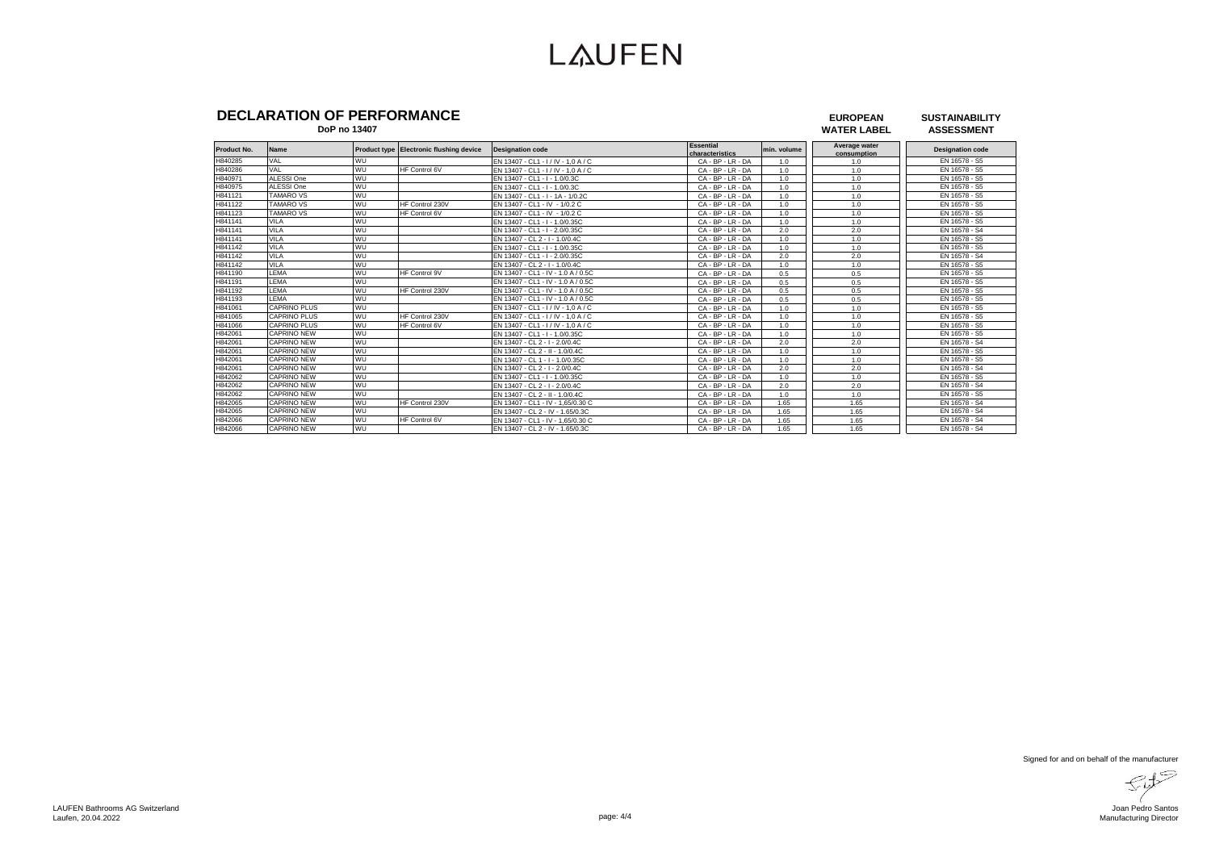# LAUFEN

## DECLARATION OF PERFORMANCE

**DoP no 13407**

| Product No. | Name | Product type | Electronic flushing device | Designation code | Essential characteristics | min. volume | EUROPEAN WATER LABEL<br>Average water consumption | SUSTAINABILITY ASSESSMENT<br>Designation code |
|---|---|---|---|---|---|---|---|---|
| H840285 | VAL | WU | | EN 13407 - CL1 - I / IV - 1,0 A / C | CA - BP - LR - DA | 1.0 | 1.0 | EN 16578 - S5 |
| H840286 | VAL | WU | HF Control 6V | EN 13407 - CL1 - I / IV - 1,0 A / C | CA - BP - LR - DA | 1.0 | 1.0 | EN 16578 - S5 |
| H840971 | ALESSI One | WU | | EN 13407 - CL1 - I - 1.0/0.3C | CA - BP - LR - DA | 1.0 | 1.0 | EN 16578 - S5 |
| H840975 | ALESSI One | WU | | EN 13407 - CL1 - I - 1.0/0.3C | CA - BP - LR - DA | 1.0 | 1.0 | EN 16578 - S5 |
| H841121 | TAMARO VS | WU | | EN 13407 - CL1 - I - 1A - 1/0.2C | CA - BP - LR - DA | 1.0 | 1.0 | EN 16578 - S5 |
| H841122 | TAMARO VS | WU | HF Control 230V | EN 13407 - CL1 - IV - 1/0.2 C | CA - BP - LR - DA | 1.0 | 1.0 | EN 16578 - S5 |
| H841123 | TAMARO VS | WU | HF Control 6V | EN 13407 - CL1 - IV - 1/0.2 C | CA - BP - LR - DA | 1.0 | 1.0 | EN 16578 - S5 |
| H841141 | VILA | WU | | EN 13407 - CL1 - I - 1.0/0.35C | CA - BP - LR - DA | 1.0 | 1.0 | EN 16578 - S5 |
| H841141 | VILA | WU | | EN 13407 - CL1 - I - 2.0/0.35C | CA - BP - LR - DA | 2.0 | 2.0 | EN 16578 - S4 |
| H841141 | VILA | WU | | EN 13407 - CL 2 - I - 1.0/0.4C | CA - BP - LR - DA | 1.0 | 1.0 | EN 16578 - S5 |
| H841142 | VILA | WU | | EN 13407 - CL1 - I - 1.0/0.35C | CA - BP - LR - DA | 1.0 | 1.0 | EN 16578 - S5 |
| H841142 | VILA | WU | | EN 13407 - CL1 - I - 2.0/0.35C | CA - BP - LR - DA | 2.0 | 2.0 | EN 16578 - S4 |
| H841142 | VILA | WU | | EN 13407 - CL 2 - I - 1.0/0.4C | CA - BP - LR - DA | 1.0 | 1.0 | EN 16578 - S5 |
| H841190 | LEMA | WU | HF Control 9V | EN 13407 - CL1 - IV - 1.0 A / 0.5C | CA - BP - LR - DA | 0.5 | 0.5 | EN 16578 - S5 |
| H841191 | LEMA | WU | | EN 13407 - CL1 - IV - 1.0 A / 0.5C | CA - BP - LR - DA | 0.5 | 0.5 | EN 16578 - S5 |
| H841192 | LEMA | WU | HF Control 230V | EN 13407 - CL1 - IV - 1.0 A / 0.5C | CA - BP - LR - DA | 0.5 | 0.5 | EN 16578 - S5 |
| H841193 | LEMA | WU | | EN 13407 - CL1 - IV - 1.0 A / 0.5C | CA - BP - LR - DA | 0.5 | 0.5 | EN 16578 - S5 |
| H841061 | CAPRINO PLUS | WU | | EN 13407 - CL1 - I / IV - 1,0 A / C | CA - BP - LR - DA | 1.0 | 1.0 | EN 16578 - S5 |
| H841065 | CAPRINO PLUS | WU | HF Control 230V | EN 13407 - CL1 - I / IV - 1,0 A / C | CA - BP - LR - DA | 1.0 | 1.0 | EN 16578 - S5 |
| H841066 | CAPRINO PLUS | WU | HF Control 6V | EN 13407 - CL1 - I / IV - 1,0 A / C | CA - BP - LR - DA | 1.0 | 1.0 | EN 16578 - S5 |
| H842061 | CAPRINO NEW | WU | | EN 13407 - CL1 - I - 1.0/0.35C | CA - BP - LR - DA | 1.0 | 1.0 | EN 16578 - S5 |
| H842061 | CAPRINO NEW | WU | | EN 13407 - CL 2 - I - 2.0/0.4C | CA - BP - LR - DA | 2.0 | 2.0 | EN 16578 - S4 |
| H842061 | CAPRINO NEW | WU | | EN 13407 - CL 2 - II - 1.0/0.4C | CA - BP - LR - DA | 1.0 | 1.0 | EN 16578 - S5 |
| H842061 | CAPRINO NEW | WU | | EN 13407 - CL 1 - I - 1.0/0.35C | CA - BP - LR - DA | 1.0 | 1.0 | EN 16578 - S5 |
| H842061 | CAPRINO NEW | WU | | EN 13407 - CL 2 - I - 2.0/0.4C | CA - BP - LR - DA | 2.0 | 2.0 | EN 16578 - S4 |
| H842062 | CAPRINO NEW | WU | | EN 13407 - CL1 - I - 1.0/0.35C | CA - BP - LR - DA | 1.0 | 1.0 | EN 16578 - S5 |
| H842062 | CAPRINO NEW | WU | | EN 13407 - CL 2 - I - 2.0/0.4C | CA - BP - LR - DA | 2.0 | 2.0 | EN 16578 - S4 |
| H842062 | CAPRINO NEW | WU | | EN 13407 - CL 2 - II - 1.0/0.4C | CA - BP - LR - DA | 1.0 | 1.0 | EN 16578 - S5 |
| H842065 | CAPRINO NEW | WU | HF Control 230V | EN 13407 - CL1 - IV - 1,65/0.30 C | CA - BP - LR - DA | 1.65 | 1.65 | EN 16578 - S4 |
| H842065 | CAPRINO NEW | WU | | EN 13407 - CL 2 - IV - 1.65/0.3C | CA - BP - LR - DA | 1.65 | 1.65 | EN 16578 - S4 |
| H842066 | CAPRINO NEW | WU | HF Control 6V | EN 13407 - CL1 - IV - 1,65/0.30 C | CA - BP - LR - DA | 1.65 | 1.65 | EN 16578 - S4 |
| H842066 | CAPRINO NEW | WU | | EN 13407 - CL 2 - IV - 1.65/0.3C | CA - BP - LR - DA | 1.65 | 1.65 | EN 16578 - S4 |

Signed for and on behalf of the manufacturer

LAUFEN Bathrooms AG Switzerland
Laufen, 20.04.2022

Joan Pedro Santos
Manufacturing Director